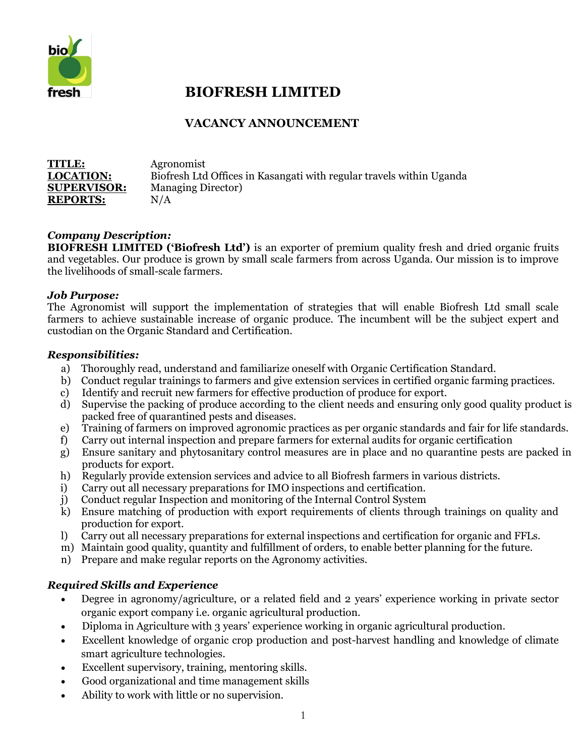# BIOFRESH LIMITED

## VACANCY ANNOUNCEMENT

**TITLE:** Agronomist
**LOCATION:** Biofresh Ltd Offices in Kasangati with regular travels within Uganda
**SUPERVISOR:** Managing Director)
**REPORTS:** N/A

***Company Description:***
**BIOFRESH LIMITED ('Biofresh Ltd')** is an exporter of premium quality fresh and dried organic fruits and vegetables. Our produce is grown by small scale farmers from across Uganda. Our mission is to improve the livelihoods of small-scale farmers.

***Job Purpose:***
The Agronomist will support the implementation of strategies that will enable Biofresh Ltd small scale farmers to achieve sustainable increase of organic produce. The incumbent will be the subject expert and custodian on the Organic Standard and Certification.

***Responsibilities:***

a) Thoroughly read, understand and familiarize oneself with Organic Certification Standard.
b) Conduct regular trainings to farmers and give extension services in certified organic farming practices.
c) Identify and recruit new farmers for effective production of produce for export.
d) Supervise the packing of produce according to the client needs and ensuring only good quality product is packed free of quarantined pests and diseases.
e) Training of farmers on improved agronomic practices as per organic standards and fair for life standards.
f) Carry out internal inspection and prepare farmers for external audits for organic certification
g) Ensure sanitary and phytosanitary control measures are in place and no quarantine pests are packed in products for export.
h) Regularly provide extension services and advice to all Biofresh farmers in various districts.
i) Carry out all necessary preparations for IMO inspections and certification.
j) Conduct regular Inspection and monitoring of the Internal Control System
k) Ensure matching of production with export requirements of clients through trainings on quality and production for export.
l) Carry out all necessary preparations for external inspections and certification for organic and FFLs.
m) Maintain good quality, quantity and fulfillment of orders, to enable better planning for the future.
n) Prepare and make regular reports on the Agronomy activities.

***Required Skills and Experience***

- Degree in agronomy/agriculture, or a related field and 2 years' experience working in private sector organic export company i.e. organic agricultural production.
- Diploma in Agriculture with 3 years' experience working in organic agricultural production.
- Excellent knowledge of organic crop production and post-harvest handling and knowledge of climate smart agriculture technologies.
- Excellent supervisory, training, mentoring skills.
- Good organizational and time management skills
- Ability to work with little or no supervision.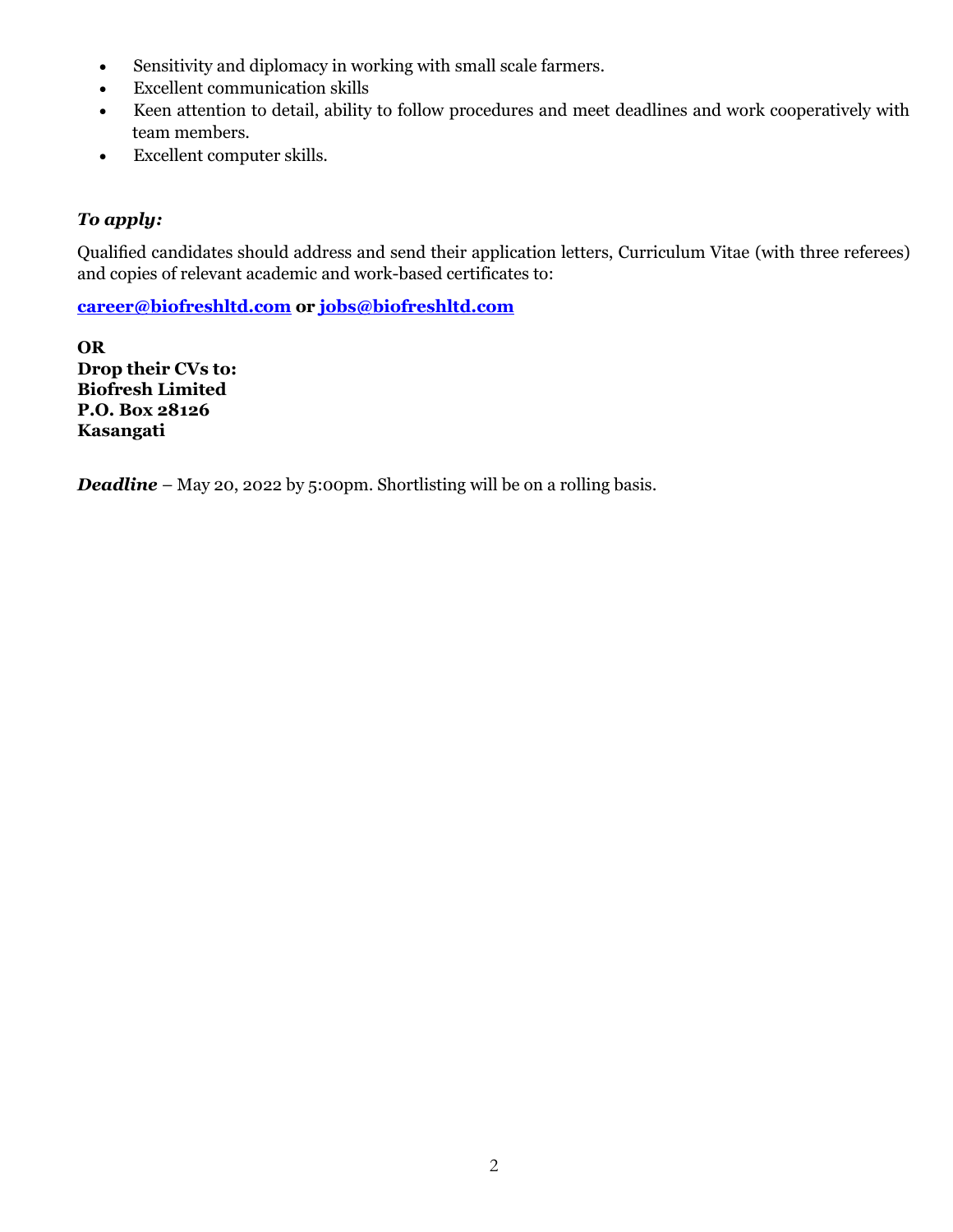- Sensitivity and diplomacy in working with small scale farmers.
- Excellent communication skills
- Keen attention to detail, ability to follow procedures and meet deadlines and work cooperatively with team members.
- Excellent computer skills.

***To apply:***

Qualified candidates should address and send their application letters, Curriculum Vitae (with three referees) and copies of relevant academic and work-based certificates to:

**career@biofreshltd.com or jobs@biofreshltd.com**

**OR**
**Drop their CVs to:**
**Biofresh Limited**
**P.O. Box 28126**
**Kasangati**

***Deadline*** – May 20, 2022 by 5:00pm. Shortlisting will be on a rolling basis.